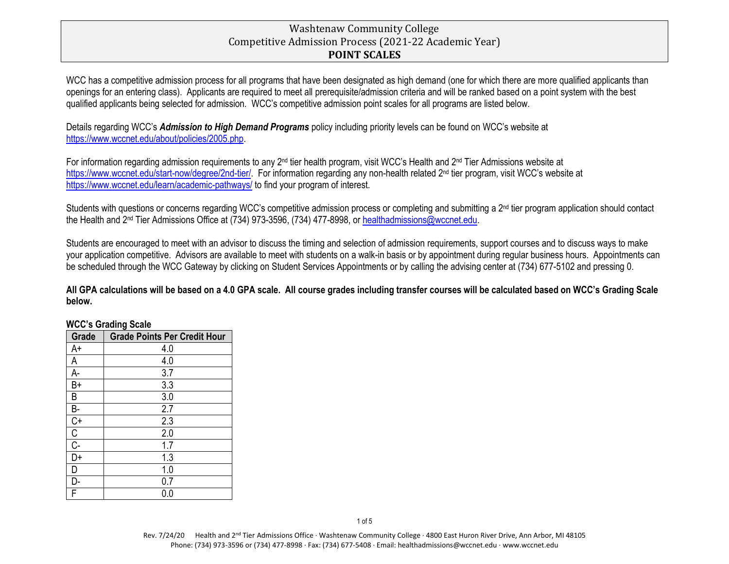# Washtenaw Community College
## Competitive Admission Process (2021-22 Academic Year)
## POINT SCALES

WCC has a competitive admission process for all programs that have been designated as high demand (one for which there are more qualified applicants than openings for an entering class). Applicants are required to meet all prerequisite/admission criteria and will be ranked based on a point system with the best qualified applicants being selected for admission. WCC's competitive admission point scales for all programs are listed below.

Details regarding WCC's ***Admission to High Demand Programs*** policy including priority levels can be found on WCC's website at https://www.wccnet.edu/about/policies/2005.php.

For information regarding admission requirements to any 2nd tier health program, visit WCC's Health and 2nd Tier Admissions website at https://www.wccnet.edu/start-now/degree/2nd-tier/. For information regarding any non-health related 2nd tier program, visit WCC's website at https://www.wccnet.edu/learn/academic-pathways/ to find your program of interest.

Students with questions or concerns regarding WCC's competitive admission process or completing and submitting a 2nd tier program application should contact the Health and 2nd Tier Admissions Office at (734) 973-3596, (734) 477-8998, or healthadmissions@wccnet.edu.

Students are encouraged to meet with an advisor to discuss the timing and selection of admission requirements, support courses and to discuss ways to make your application competitive. Advisors are available to meet with students on a walk-in basis or by appointment during regular business hours. Appointments can be scheduled through the WCC Gateway by clicking on Student Services Appointments or by calling the advising center at (734) 677-5102 and pressing 0.

**All GPA calculations will be based on a 4.0 GPA scale. All course grades including transfer courses will be calculated based on WCC's Grading Scale below.**

**WCC's Grading Scale**

| Grade | Grade Points Per Credit Hour |
| --- | --- |
| A+ | 4.0 |
| A | 4.0 |
| A- | 3.7 |
| B+ | 3.3 |
| B | 3.0 |
| B- | 2.7 |
| C+ | 2.3 |
| C | 2.0 |
| C- | 1.7 |
| D+ | 1.3 |
| D | 1.0 |
| D- | 0.7 |
| F | 0.0 |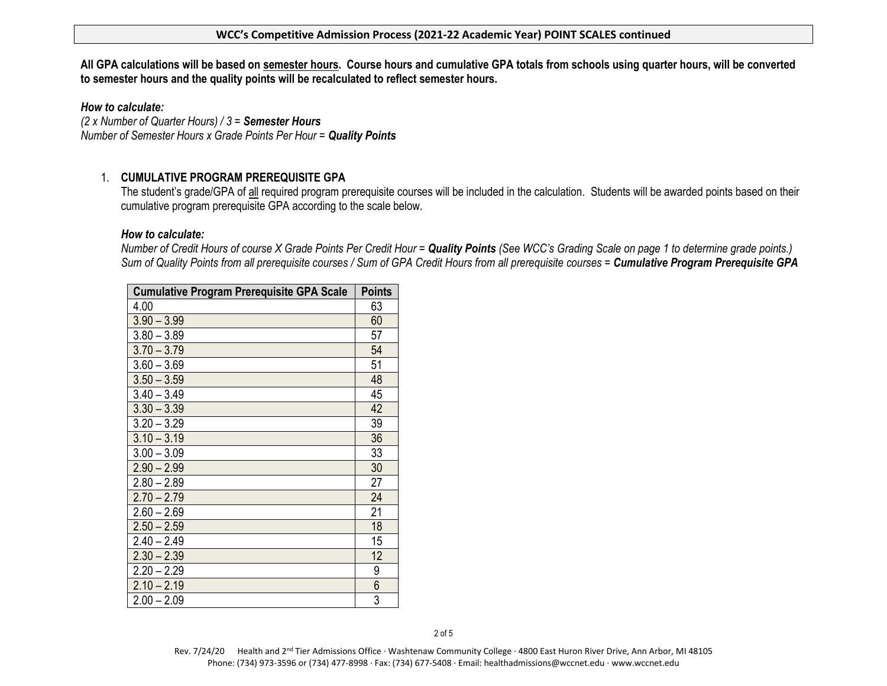## WCC's Competitive Admission Process (2021-22 Academic Year) POINT SCALES continued

**All GPA calculations will be based on <u>semester hours</u>. Course hours and cumulative GPA totals from schools using quarter hours, will be converted to semester hours and the quality points will be recalculated to reflect semester hours.**

***How to calculate:***

*(2 x Number of Quarter Hours) / 3 =* ***Semester Hours***

*Number of Semester Hours x Grade Points Per Hour =* ***Quality Points***

1. **CUMULATIVE PROGRAM PREREQUISITE GPA**

   The student's grade/GPA of <u>all</u> required program prerequisite courses will be included in the calculation. Students will be awarded points based on their cumulative program prerequisite GPA according to the scale below.

   ***How to calculate:***

   *Number of Credit Hours of course X Grade Points Per Credit Hour =* ***Quality Points*** *(See WCC's Grading Scale on page 1 to determine grade points.)*

   *Sum of Quality Points from all prerequisite courses / Sum of GPA Credit Hours from all prerequisite courses =* ***Cumulative Program Prerequisite GPA***

| Cumulative Program Prerequisite GPA Scale | Points |
|---|---|
| 4.00 | 63 |
| 3.90 – 3.99 | 60 |
| 3.80 – 3.89 | 57 |
| 3.70 – 3.79 | 54 |
| 3.60 – 3.69 | 51 |
| 3.50 – 3.59 | 48 |
| 3.40 – 3.49 | 45 |
| 3.30 – 3.39 | 42 |
| 3.20 – 3.29 | 39 |
| 3.10 – 3.19 | 36 |
| 3.00 – 3.09 | 33 |
| 2.90 – 2.99 | 30 |
| 2.80 – 2.89 | 27 |
| 2.70 – 2.79 | 24 |
| 2.60 – 2.69 | 21 |
| 2.50 – 2.59 | 18 |
| 2.40 – 2.49 | 15 |
| 2.30 – 2.39 | 12 |
| 2.20 – 2.29 | 9 |
| 2.10 – 2.19 | 6 |
| 2.00 – 2.09 | 3 |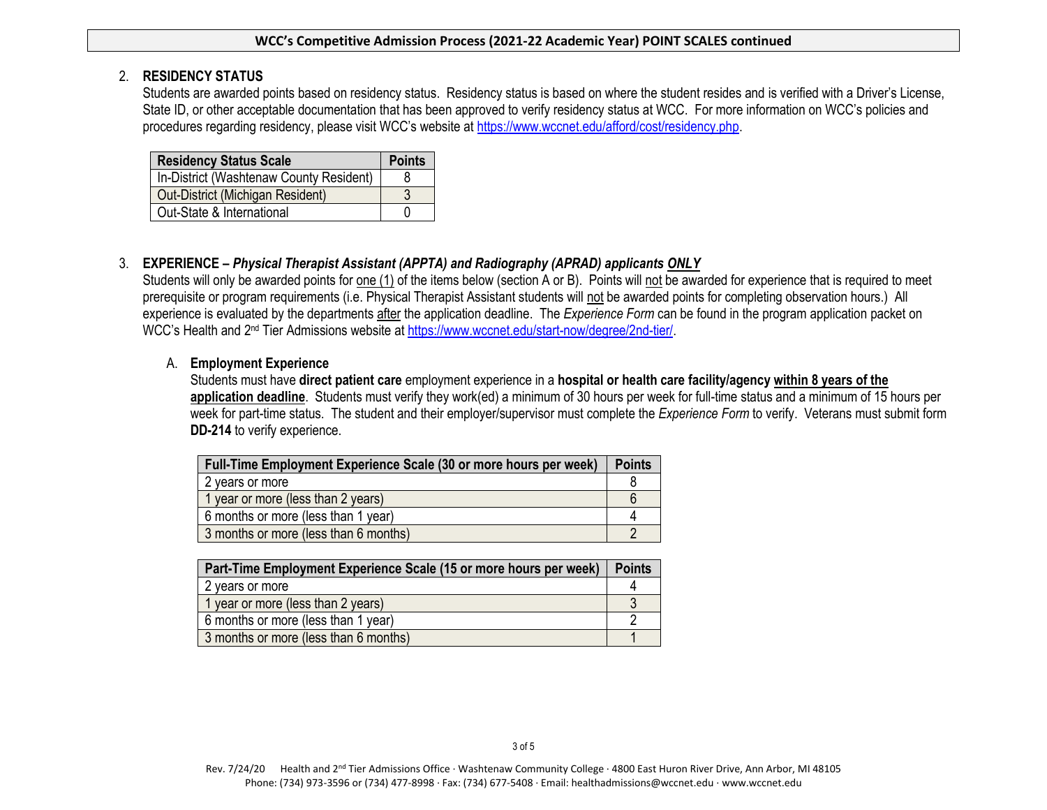2. **RESIDENCY STATUS**
   Students are awarded points based on residency status. Residency status is based on where the student resides and is verified with a Driver's License, State ID, or other acceptable documentation that has been approved to verify residency status at WCC. For more information on WCC's policies and procedures regarding residency, please visit WCC's website at https://www.wccnet.edu/afford/cost/residency.php.

| Residency Status Scale | Points |
|---|---|
| In-District (Washtenaw County Resident) | 8 |
| Out-District (Michigan Resident) | 3 |
| Out-State & International | 0 |

3. **EXPERIENCE –** ***Physical Therapist Assistant (APPTA) and Radiography (APRAD) applicants ONLY***
   Students will only be awarded points for one (1) of the items below (section A or B). Points will not be awarded for experience that is required to meet prerequisite or program requirements (i.e. Physical Therapist Assistant students will not be awarded points for completing observation hours.) All experience is evaluated by the departments after the application deadline. The *Experience Form* can be found in the program application packet on WCC's Health and 2nd Tier Admissions website at https://www.wccnet.edu/start-now/degree/2nd-tier/.

   A. **Employment Experience**
      Students must have **direct patient care** employment experience in a **hospital or health care facility/agency within 8 years of the application deadline**. Students must verify they work(ed) a minimum of 30 hours per week for full-time status and a minimum of 15 hours per week for part-time status. The student and their employer/supervisor must complete the *Experience Form* to verify. Veterans must submit form **DD-214** to verify experience.

| Full-Time Employment Experience Scale (30 or more hours per week) | Points |
|---|---|
| 2 years or more | 8 |
| 1 year or more (less than 2 years) | 6 |
| 6 months or more (less than 1 year) | 4 |
| 3 months or more (less than 6 months) | 2 |

| Part-Time Employment Experience Scale (15 or more hours per week) | Points |
|---|---|
| 2 years or more | 4 |
| 1 year or more (less than 2 years) | 3 |
| 6 months or more (less than 1 year) | 2 |
| 3 months or more (less than 6 months) | 1 |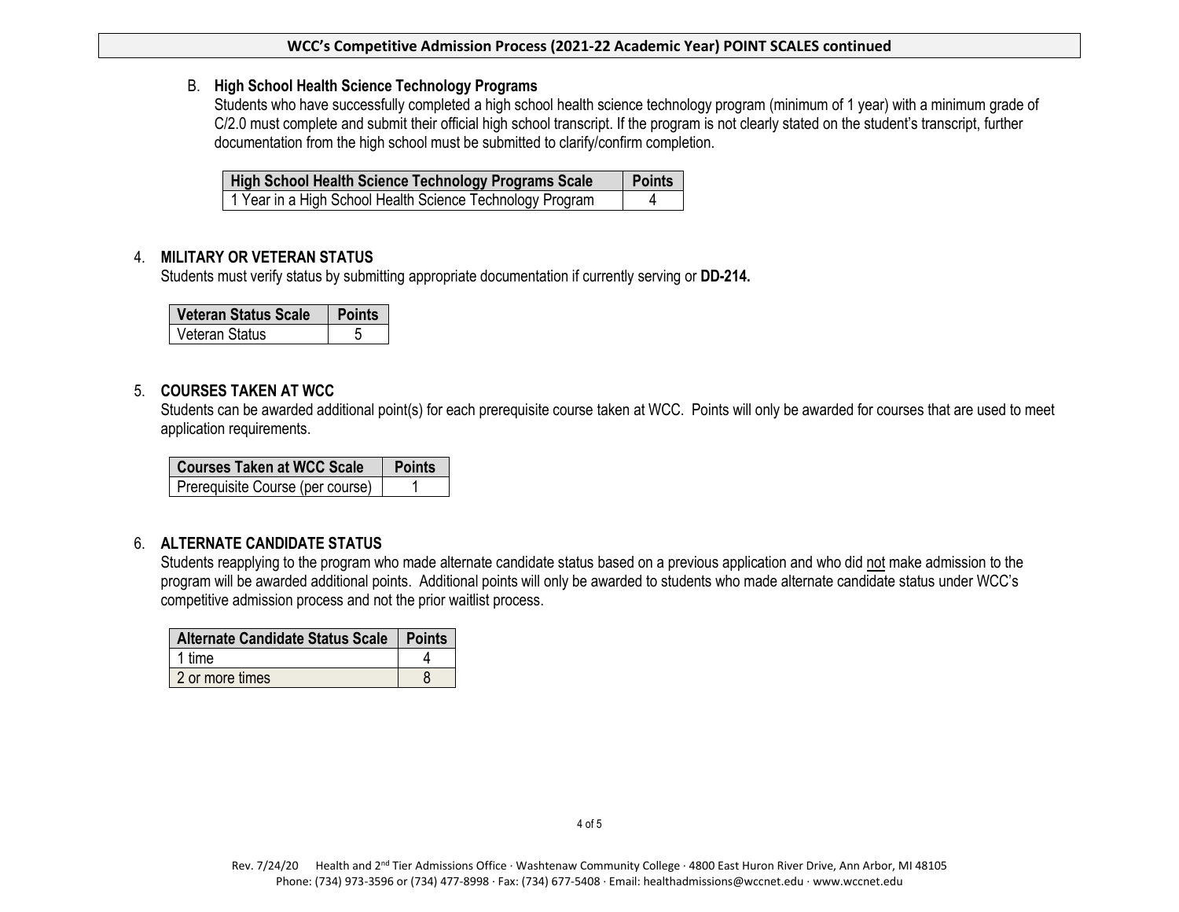## WCC's Competitive Admission Process (2021-22 Academic Year) POINT SCALES continued

B. **High School Health Science Technology Programs**

Students who have successfully completed a high school health science technology program (minimum of 1 year) with a minimum grade of C/2.0 must complete and submit their official high school transcript. If the program is not clearly stated on the student's transcript, further documentation from the high school must be submitted to clarify/confirm completion.

| High School Health Science Technology Programs Scale | Points |
|---|---|
| 1 Year in a High School Health Science Technology Program | 4 |

4. **MILITARY OR VETERAN STATUS**

Students must verify status by submitting appropriate documentation if currently serving or **DD-214.**

| Veteran Status Scale | Points |
|---|---|
| Veteran Status | 5 |

5. **COURSES TAKEN AT WCC**

Students can be awarded additional point(s) for each prerequisite course taken at WCC. Points will only be awarded for courses that are used to meet application requirements.

| Courses Taken at WCC Scale | Points |
|---|---|
| Prerequisite Course (per course) | 1 |

6. **ALTERNATE CANDIDATE STATUS**

Students reapplying to the program who made alternate candidate status based on a previous application and who did <u>not</u> make admission to the program will be awarded additional points. Additional points will only be awarded to students who made alternate candidate status under WCC's competitive admission process and not the prior waitlist process.

| Alternate Candidate Status Scale | Points |
|---|---|
| 1 time | 4 |
| 2 or more times | 8 |

Rev. 7/24/20 Health and 2nd Tier Admissions Office · Washtenaw Community College · 4800 East Huron River Drive, Ann Arbor, MI 48105
Phone: (734) 973-3596 or (734) 477-8998 · Fax: (734) 677-5408 · Email: healthadmissions@wccnet.edu · www.wccnet.edu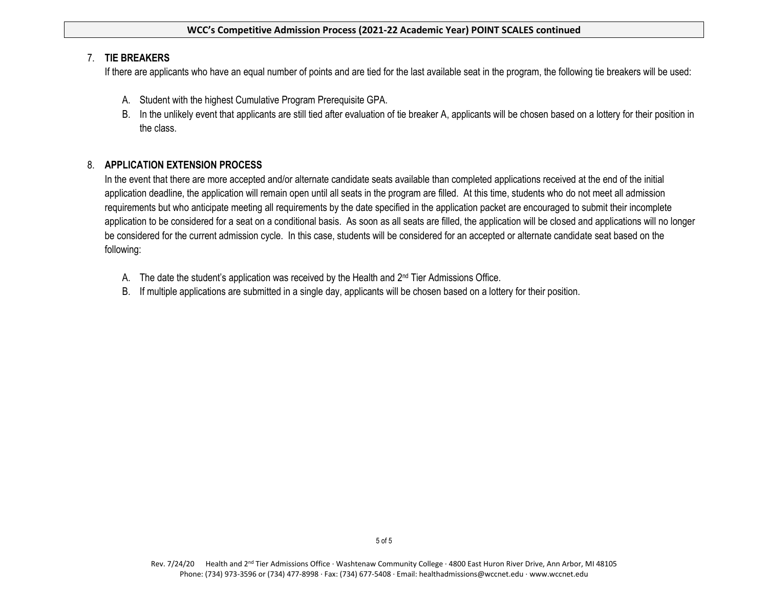## 7. TIE BREAKERS

If there are applicants who have an equal number of points and are tied for the last available seat in the program, the following tie breakers will be used:

A. Student with the highest Cumulative Program Prerequisite GPA.
B. In the unlikely event that applicants are still tied after evaluation of tie breaker A, applicants will be chosen based on a lottery for their position in the class.

## 8. APPLICATION EXTENSION PROCESS

In the event that there are more accepted and/or alternate candidate seats available than completed applications received at the end of the initial application deadline, the application will remain open until all seats in the program are filled. At this time, students who do not meet all admission requirements but who anticipate meeting all requirements by the date specified in the application packet are encouraged to submit their incomplete application to be considered for a seat on a conditional basis. As soon as all seats are filled, the application will be closed and applications will no longer be considered for the current admission cycle. In this case, students will be considered for an accepted or alternate candidate seat based on the following:

A. The date the student's application was received by the Health and 2nd Tier Admissions Office.
B. If multiple applications are submitted in a single day, applicants will be chosen based on a lottery for their position.